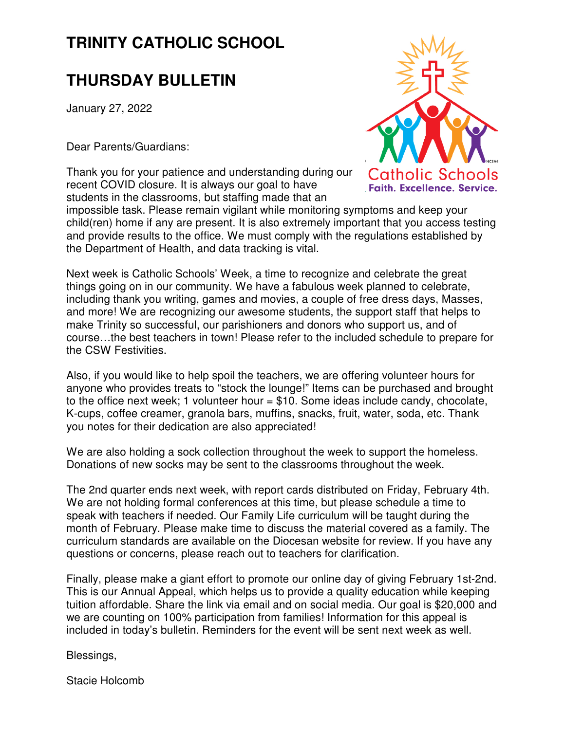# TRINITY CATHOLIC SCHOOL

# THURSDAY BULLETIN

January 27, 2022

Dear Parents/Guardians:

Thank you for your patience and understanding during our recent COVID closure. It is always our goal to have students in the classrooms, but staffing made that an impossible task. Please remain vigilant while monitoring symptoms and keep your child(ren) home if any are present. It is also extremely important that you access testing and provide results to the office. We must comply with the regulations established by the Department of Health, and data tracking is vital.

Next week is Catholic Schools' Week, a time to recognize and celebrate the great things going on in our community. We have a fabulous week planned to celebrate, including thank you writing, games and movies, a couple of free dress days, Masses, and more! We are recognizing our awesome students, the support staff that helps to make Trinity so successful, our parishioners and donors who support us, and of course…the best teachers in town! Please refer to the included schedule to prepare for the CSW Festivities.

Also, if you would like to help spoil the teachers, we are offering volunteer hours for anyone who provides treats to "stock the lounge!" Items can be purchased and brought to the office next week; 1 volunteer hour = $10. Some ideas include candy, chocolate, K-cups, coffee creamer, granola bars, muffins, snacks, fruit, water, soda, etc. Thank you notes for their dedication are also appreciated!

We are also holding a sock collection throughout the week to support the homeless. Donations of new socks may be sent to the classrooms throughout the week.

The 2nd quarter ends next week, with report cards distributed on Friday, February 4th. We are not holding formal conferences at this time, but please schedule a time to speak with teachers if needed. Our Family Life curriculum will be taught during the month of February. Please make time to discuss the material covered as a family. The curriculum standards are available on the Diocesan website for review. If you have any questions or concerns, please reach out to teachers for clarification.

Finally, please make a giant effort to promote our online day of giving February 1st-2nd. This is our Annual Appeal, which helps us to provide a quality education while keeping tuition affordable. Share the link via email and on social media. Our goal is $20,000 and we are counting on 100% participation from families! Information for this appeal is included in today's bulletin. Reminders for the event will be sent next week as well.

Blessings,

Stacie Holcomb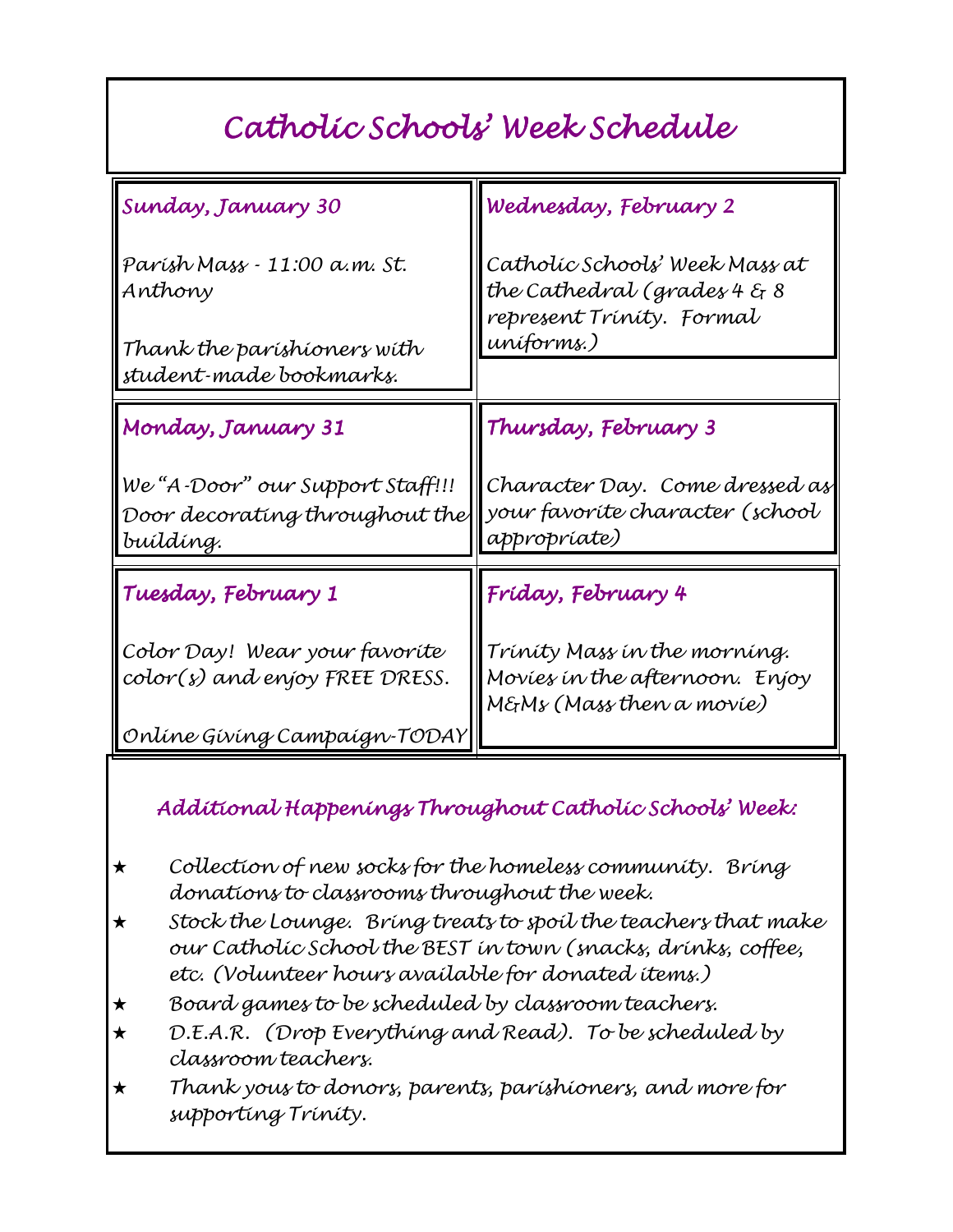# Catholic Schools' Week Schedule

| | |
|---|---|
| **Sunday, January 30**<br><br>Parish Mass - 11:00 a.m. St. Anthony<br><br>Thank the parishioners with student-made bookmarks. | **Wednesday, February 2**<br><br>Catholic Schools' Week Mass at the Cathedral (grades 4 & 8 represent Trinity. Formal uniforms.) |
| **Monday, January 31**<br><br>We "A-Door" our Support Staff!!! Door decorating throughout the building. | **Thursday, February 3**<br><br>Character Day. Come dressed as your favorite character (school appropriate) |
| **Tuesday, February 1**<br><br>Color Day! Wear your favorite color(s) and enjoy FREE DRESS.<br><br>Online Giving Campaign-TODAY | **Friday, February 4**<br><br>Trinity Mass in the morning. Movies in the afternoon. Enjoy M&Ms (Mass then a movie) |

## Additional Happenings Throughout Catholic Schools' Week:

- Collection of new socks for the homeless community. Bring donations to classrooms throughout the week.
- Stock the Lounge. Bring treats to spoil the teachers that make our Catholic School the BEST in town (snacks, drinks, coffee, etc. (Volunteer hours available for donated items.)
- Board games to be scheduled by classroom teachers.
- D.E.A.R. (Drop Everything and Read). To be scheduled by classroom teachers.
- Thank yous to donors, parents, parishioners, and more for supporting Trinity.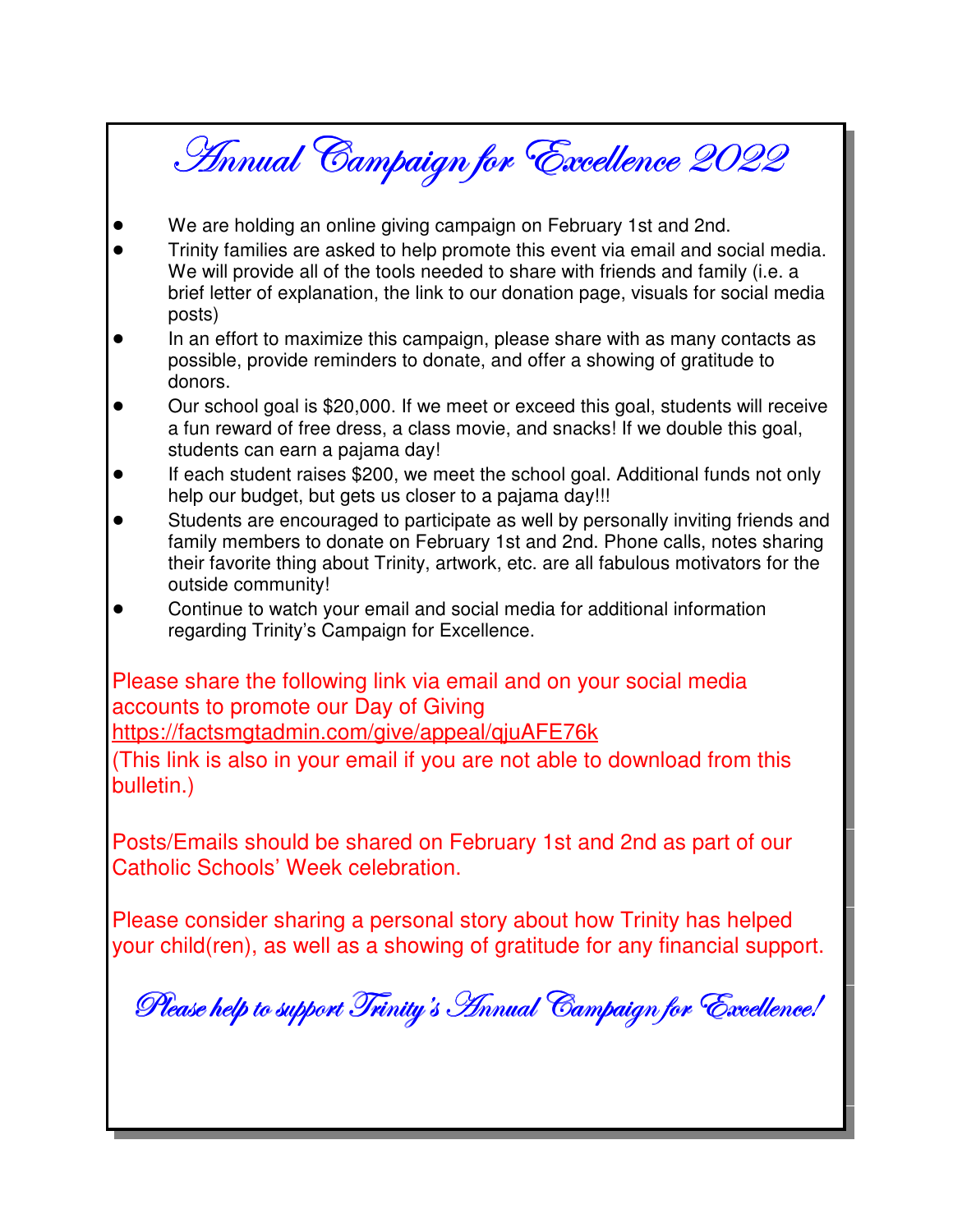# *Annual Campaign for Excellence 2022*

- We are holding an online giving campaign on February 1st and 2nd.
- Trinity families are asked to help promote this event via email and social media. We will provide all of the tools needed to share with friends and family (i.e. a brief letter of explanation, the link to our donation page, visuals for social media posts)
- In an effort to maximize this campaign, please share with as many contacts as possible, provide reminders to donate, and offer a showing of gratitude to donors.
- Our school goal is $20,000. If we meet or exceed this goal, students will receive a fun reward of free dress, a class movie, and snacks! If we double this goal, students can earn a pajama day!
- If each student raises $200, we meet the school goal. Additional funds not only help our budget, but gets us closer to a pajama day!!!
- Students are encouraged to participate as well by personally inviting friends and family members to donate on February 1st and 2nd. Phone calls, notes sharing their favorite thing about Trinity, artwork, etc. are all fabulous motivators for the outside community!
- Continue to watch your email and social media for additional information regarding Trinity's Campaign for Excellence.

Please share the following link via email and on your social media accounts to promote our Day of Giving
https://factsmgtadmin.com/give/appeal/qjuAFE76k
(This link is also in your email if you are not able to download from this bulletin.)

Posts/Emails should be shared on February 1st and 2nd as part of our Catholic Schools' Week celebration.

Please consider sharing a personal story about how Trinity has helped your child(ren), as well as a showing of gratitude for any financial support.

*Please help to support Trinity's Annual Campaign for Excellence!*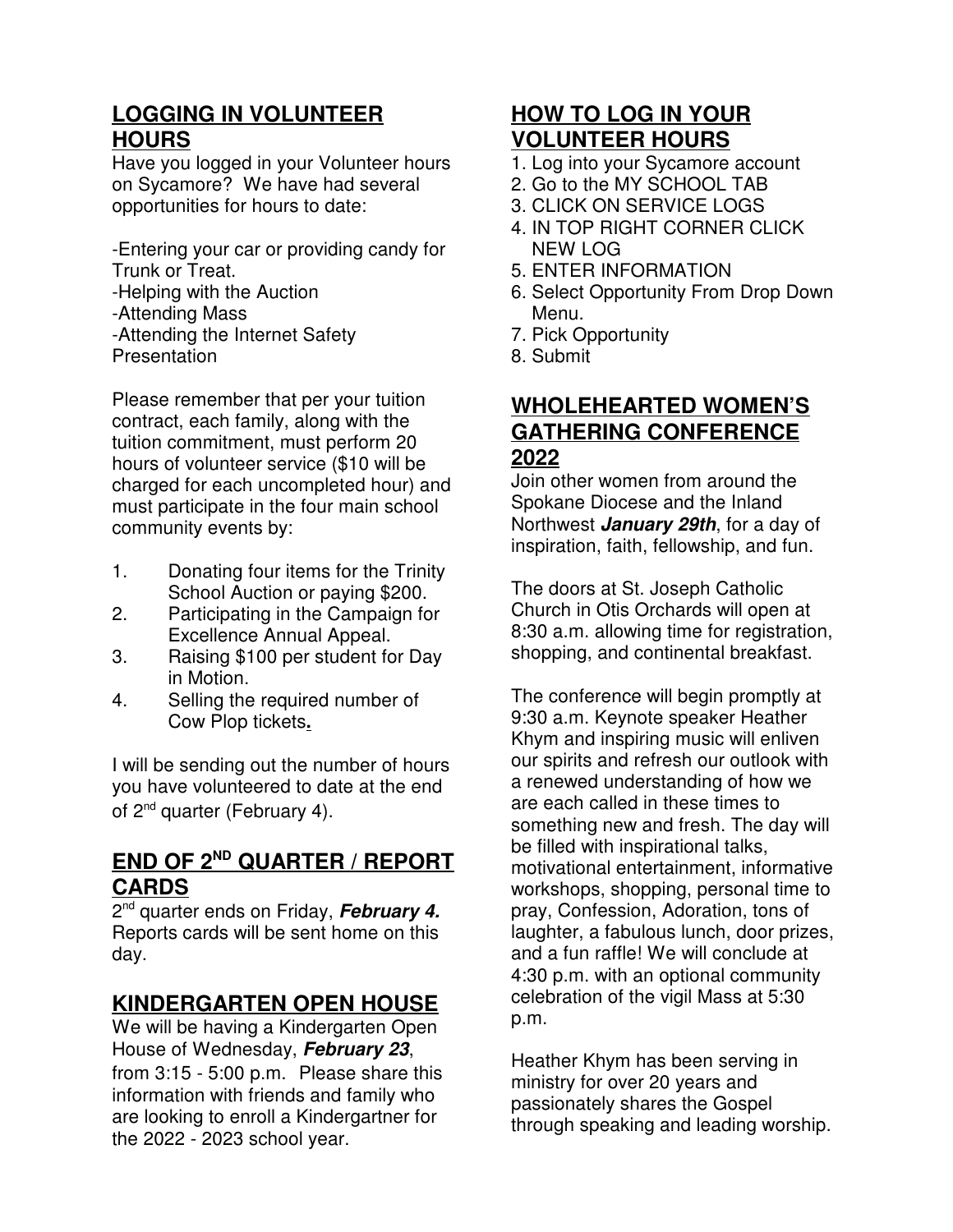## LOGGING IN VOLUNTEER HOURS

Have you logged in your Volunteer hours on Sycamore? We have had several opportunities for hours to date:

-Entering your car or providing candy for Trunk or Treat.
-Helping with the Auction
-Attending Mass
-Attending the Internet Safety Presentation

Please remember that per your tuition contract, each family, along with the tuition commitment, must perform 20 hours of volunteer service ($10 will be charged for each uncompleted hour) and must participate in the four main school community events by:

1. Donating four items for the Trinity School Auction or paying $200.
2. Participating in the Campaign for Excellence Annual Appeal.
3. Raising $100 per student for Day in Motion.
4. Selling the required number of Cow Plop tickets.

I will be sending out the number of hours you have volunteered to date at the end of 2nd quarter (February 4).

## END OF 2ND QUARTER / REPORT CARDS

2nd quarter ends on Friday, ***February 4.*** Reports cards will be sent home on this day.

## KINDERGARTEN OPEN HOUSE

We will be having a Kindergarten Open House of Wednesday, ***February 23***, from 3:15 - 5:00 p.m. Please share this information with friends and family who are looking to enroll a Kindergartner for the 2022 - 2023 school year.

## HOW TO LOG IN YOUR VOLUNTEER HOURS

1. Log into your Sycamore account
2. Go to the MY SCHOOL TAB
3. CLICK ON SERVICE LOGS
4. IN TOP RIGHT CORNER CLICK NEW LOG
5. ENTER INFORMATION
6. Select Opportunity From Drop Down Menu.
7. Pick Opportunity
8. Submit

## WHOLEHEARTED WOMEN'S GATHERING CONFERENCE 2022

Join other women from around the Spokane Diocese and the Inland Northwest ***January 29th***, for a day of inspiration, faith, fellowship, and fun.

The doors at St. Joseph Catholic Church in Otis Orchards will open at 8:30 a.m. allowing time for registration, shopping, and continental breakfast.

The conference will begin promptly at 9:30 a.m. Keynote speaker Heather Khym and inspiring music will enliven our spirits and refresh our outlook with a renewed understanding of how we are each called in these times to something new and fresh. The day will be filled with inspirational talks, motivational entertainment, informative workshops, shopping, personal time to pray, Confession, Adoration, tons of laughter, a fabulous lunch, door prizes, and a fun raffle! We will conclude at 4:30 p.m. with an optional community celebration of the vigil Mass at 5:30 p.m.

Heather Khym has been serving in ministry for over 20 years and passionately shares the Gospel through speaking and leading worship.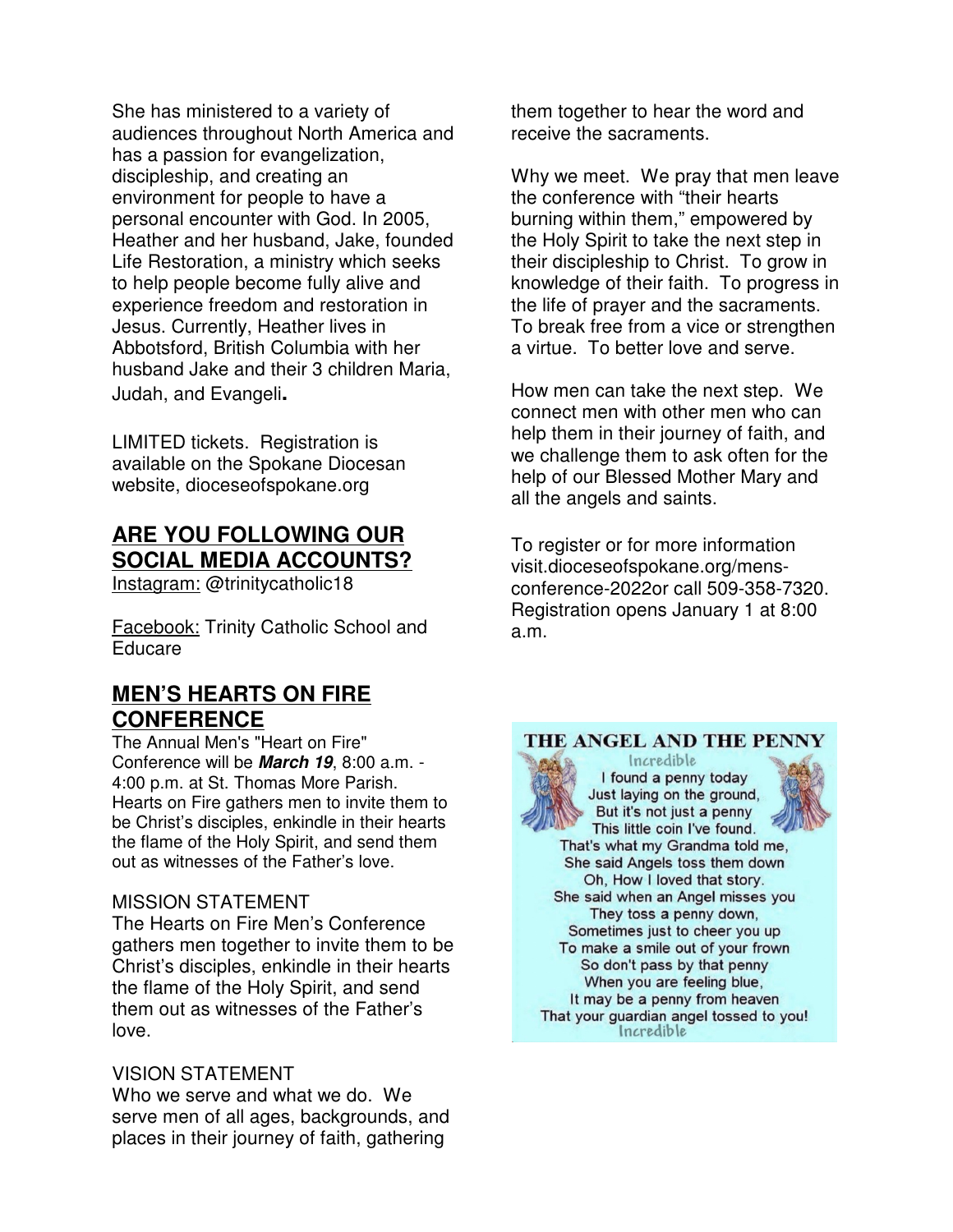She has ministered to a variety of audiences throughout North America and has a passion for evangelization, discipleship, and creating an environment for people to have a personal encounter with God. In 2005, Heather and her husband, Jake, founded Life Restoration, a ministry which seeks to help people become fully alive and experience freedom and restoration in Jesus. Currently, Heather lives in Abbotsford, British Columbia with her husband Jake and their 3 children Maria, Judah, and Evangeli**.**

LIMITED tickets. Registration is available on the Spokane Diocesan website, dioceseofspokane.org

## ARE YOU FOLLOWING OUR SOCIAL MEDIA ACCOUNTS?

Instagram: @trinitycatholic18

Facebook: Trinity Catholic School and Educare

## MEN'S HEARTS ON FIRE CONFERENCE

The Annual Men's "Heart on Fire" Conference will be ***March 19***, 8:00 a.m. - 4:00 p.m. at St. Thomas More Parish. Hearts on Fire gathers men to invite them to be Christ's disciples, enkindle in their hearts the flame of the Holy Spirit, and send them out as witnesses of the Father's love.

MISSION STATEMENT
The Hearts on Fire Men's Conference gathers men together to invite them to be Christ's disciples, enkindle in their hearts the flame of the Holy Spirit, and send them out as witnesses of the Father's love.

VISION STATEMENT
Who we serve and what we do. We serve men of all ages, backgrounds, and places in their journey of faith, gathering them together to hear the word and receive the sacraments.

Why we meet. We pray that men leave the conference with "their hearts burning within them," empowered by the Holy Spirit to take the next step in their discipleship to Christ. To grow in knowledge of their faith. To progress in the life of prayer and the sacraments. To break free from a vice or strengthen a virtue. To better love and serve.

How men can take the next step. We connect men with other men who can help them in their journey of faith, and we challenge them to ask often for the help of our Blessed Mother Mary and all the angels and saints.

To register or for more information visit.dioceseofspokane.org/mens-conference-2022or call 509-358-7320. Registration opens January 1 at 8:00 a.m.

**THE ANGEL AND THE PENNY**

Incredible

I found a penny today
Just laying on the ground,
But it's not just a penny
This little coin I've found.
That's what my Grandma told me,
She said Angels toss them down
Oh, How I loved that story.
She said when an Angel misses you
They toss a penny down,
Sometimes just to cheer you up
To make a smile out of your frown
So don't pass by that penny
When you are feeling blue,
It may be a penny from heaven
That your guardian angel tossed to you!

Incredible